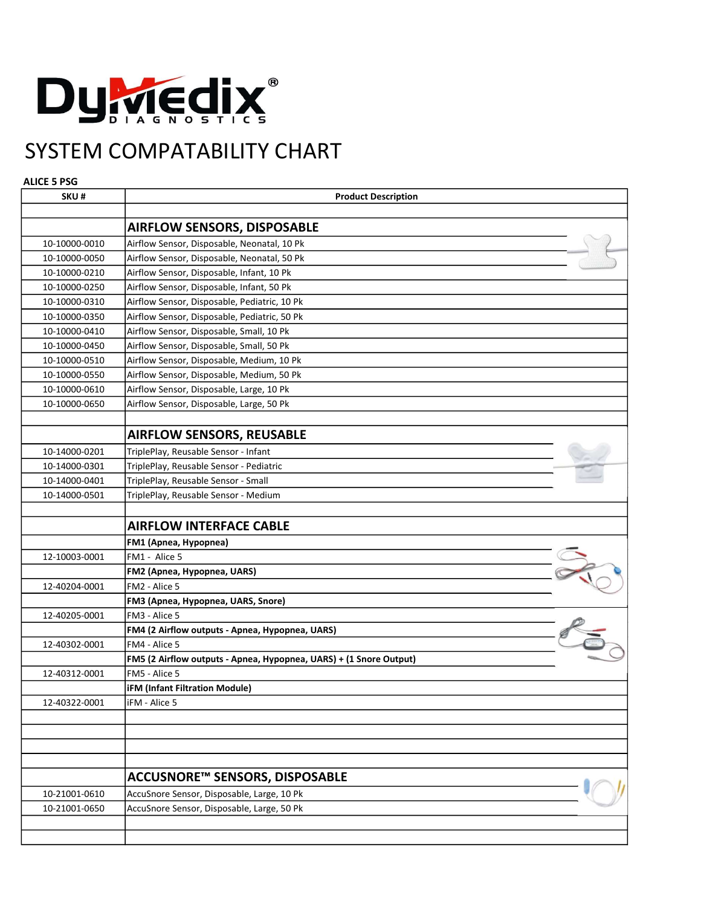# DyMedix DIAGNOSTICS

# SYSTEM COMPATABILITY CHART

**ALICE 5 PSG**

| SKU # | Product Description |
|---|---|
| | |
| | **AIRFLOW SENSORS, DISPOSABLE** |
| 10-10000-0010 | Airflow Sensor, Disposable, Neonatal, 10 Pk |
| 10-10000-0050 | Airflow Sensor, Disposable, Neonatal, 50 Pk |
| 10-10000-0210 | Airflow Sensor, Disposable, Infant, 10 Pk |
| 10-10000-0250 | Airflow Sensor, Disposable, Infant, 50 Pk |
| 10-10000-0310 | Airflow Sensor, Disposable, Pediatric, 10 Pk |
| 10-10000-0350 | Airflow Sensor, Disposable, Pediatric, 50 Pk |
| 10-10000-0410 | Airflow Sensor, Disposable, Small, 10 Pk |
| 10-10000-0450 | Airflow Sensor, Disposable, Small, 50 Pk |
| 10-10000-0510 | Airflow Sensor, Disposable, Medium, 10 Pk |
| 10-10000-0550 | Airflow Sensor, Disposable, Medium, 50 Pk |
| 10-10000-0610 | Airflow Sensor, Disposable, Large, 10 Pk |
| 10-10000-0650 | Airflow Sensor, Disposable, Large, 50 Pk |
| | |
| | **AIRFLOW SENSORS, REUSABLE** |
| 10-14000-0201 | TriplePlay, Reusable Sensor - Infant |
| 10-14000-0301 | TriplePlay, Reusable Sensor - Pediatric |
| 10-14000-0401 | TriplePlay, Reusable Sensor - Small |
| 10-14000-0501 | TriplePlay, Reusable Sensor - Medium |
| | |
| | **AIRFLOW INTERFACE CABLE** |
| | **FM1 (Apnea, Hypopnea)** |
| 12-10003-0001 | FM1 - Alice 5 |
| | **FM2 (Apnea, Hypopnea, UARS)** |
| 12-40204-0001 | FM2 - Alice 5 |
| | **FM3 (Apnea, Hypopnea, UARS, Snore)** |
| 12-40205-0001 | FM3 - Alice 5 |
| | **FM4 (2 Airflow outputs - Apnea, Hypopnea, UARS)** |
| 12-40302-0001 | FM4 - Alice 5 |
| | **FM5 (2 Airflow outputs - Apnea, Hypopnea, UARS) + (1 Snore Output)** |
| 12-40312-0001 | FM5 - Alice 5 |
| | **iFM (Infant Filtration Module)** |
| 12-40322-0001 | iFM - Alice 5 |
| | |
| | |
| | |
| | |
| | **ACCUSNORE™ SENSORS, DISPOSABLE** |
| 10-21001-0610 | AccuSnore Sensor, Disposable, Large, 10 Pk |
| 10-21001-0650 | AccuSnore Sensor, Disposable, Large, 50 Pk |
| | |
| | |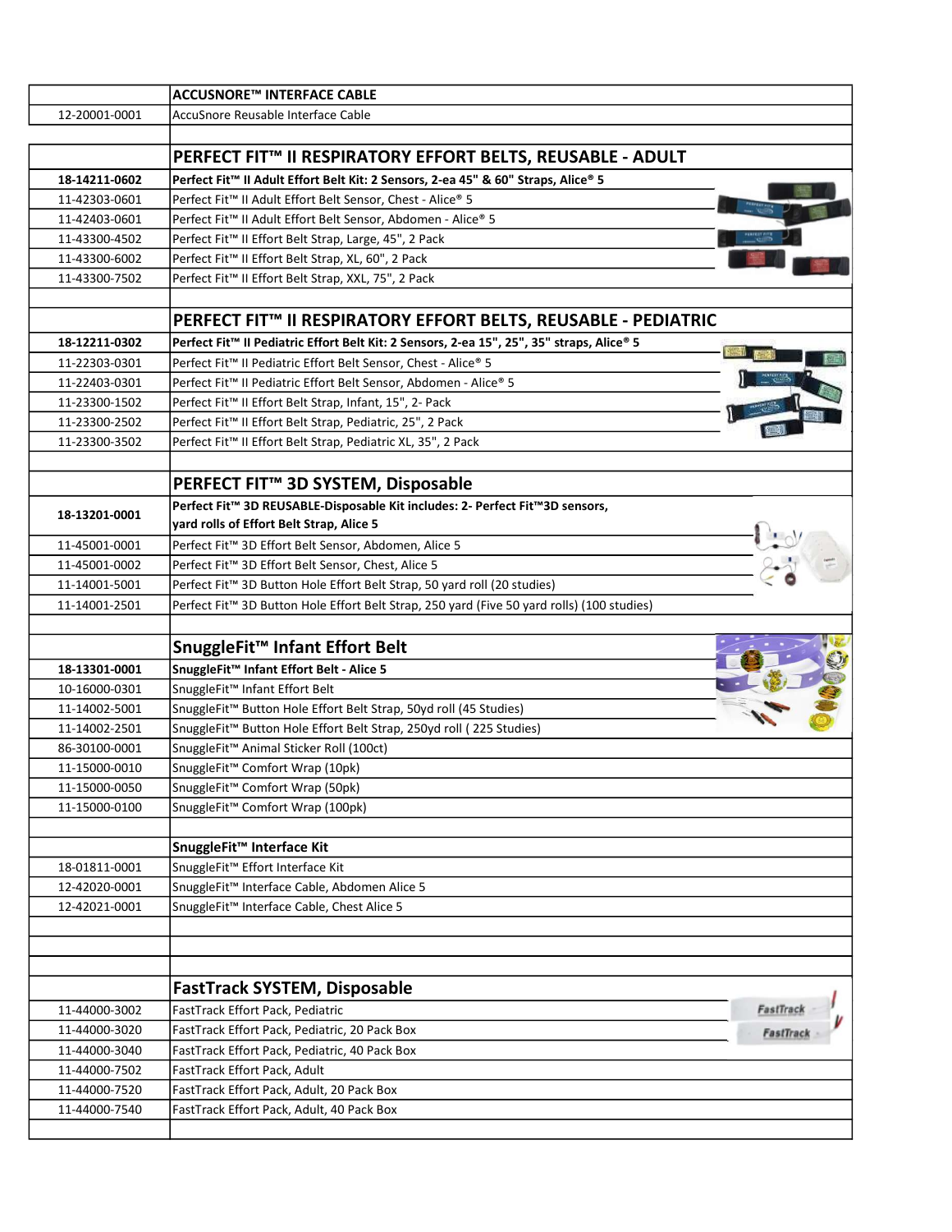| | |
|---|---|
| | **ACCUSNORE™ INTERFACE CABLE** |
| 12-20001-0001 | AccuSnore Reusable Interface Cable |
| | |
| | **PERFECT FIT™ II RESPIRATORY EFFORT BELTS, REUSABLE - ADULT** |
| **18-14211-0602** | **Perfect Fit™ II Adult Effort Belt Kit: 2 Sensors, 2-ea 45" & 60" Straps, Alice® 5** |
| 11-42303-0601 | Perfect Fit™ II Adult Effort Belt Sensor, Chest - Alice® 5 |
| 11-42403-0601 | Perfect Fit™ II Adult Effort Belt Sensor, Abdomen - Alice® 5 |
| 11-43300-4502 | Perfect Fit™ II Effort Belt Strap, Large, 45", 2 Pack |
| 11-43300-6002 | Perfect Fit™ II Effort Belt Strap, XL, 60", 2 Pack |
| 11-43300-7502 | Perfect Fit™ II Effort Belt Strap, XXL, 75", 2 Pack |
| | |
| | **PERFECT FIT™ II RESPIRATORY EFFORT BELTS, REUSABLE - PEDIATRIC** |
| **18-12211-0302** | **Perfect Fit™ II Pediatric Effort Belt Kit: 2 Sensors, 2-ea 15", 25", 35" straps, Alice® 5** |
| 11-22303-0301 | Perfect Fit™ II Pediatric Effort Belt Sensor, Chest - Alice® 5 |
| 11-22403-0301 | Perfect Fit™ II Pediatric Effort Belt Sensor, Abdomen - Alice® 5 |
| 11-23300-1502 | Perfect Fit™ II Effort Belt Strap, Infant, 15", 2- Pack |
| 11-23300-2502 | Perfect Fit™ II Effort Belt Strap, Pediatric, 25", 2 Pack |
| 11-23300-3502 | Perfect Fit™ II Effort Belt Strap, Pediatric XL, 35", 2 Pack |
| | |
| | **PERFECT FIT™ 3D SYSTEM, Disposable** |
| **18-13201-0001** | **Perfect Fit™ 3D REUSABLE-Disposable Kit includes: 2- Perfect Fit™3D sensors, yard rolls of Effort Belt Strap, Alice 5** |
| 11-45001-0001 | Perfect Fit™ 3D Effort Belt Sensor, Abdomen, Alice 5 |
| 11-45001-0002 | Perfect Fit™ 3D Effort Belt Sensor, Chest, Alice 5 |
| 11-14001-5001 | Perfect Fit™ 3D Button Hole Effort Belt Strap, 50 yard roll (20 studies) |
| 11-14001-2501 | Perfect Fit™ 3D Button Hole Effort Belt Strap, 250 yard (Five 50 yard rolls) (100 studies) |
| | |
| | **SnuggleFit™ Infant Effort Belt** |
| **18-13301-0001** | **SnuggleFit™ Infant Effort Belt - Alice 5** |
| 10-16000-0301 | SnuggleFit™ Infant Effort Belt |
| 11-14002-5001 | SnuggleFit™ Button Hole Effort Belt Strap, 50yd roll (45 Studies) |
| 11-14002-2501 | SnuggleFit™ Button Hole Effort Belt Strap, 250yd roll ( 225 Studies) |
| 86-30100-0001 | SnuggleFit™ Animal Sticker Roll (100ct) |
| 11-15000-0010 | SnuggleFit™ Comfort Wrap (10pk) |
| 11-15000-0050 | SnuggleFit™ Comfort Wrap (50pk) |
| 11-15000-0100 | SnuggleFit™ Comfort Wrap (100pk) |
| | |
| | **SnuggleFit™ Interface Kit** |
| 18-01811-0001 | SnuggleFit™ Effort Interface Kit |
| 12-42020-0001 | SnuggleFit™ Interface Cable, Abdomen Alice 5 |
| 12-42021-0001 | SnuggleFit™ Interface Cable, Chest Alice 5 |
| | |
| | |
| | |
| | **FastTrack SYSTEM, Disposable** |
| 11-44000-3002 | FastTrack Effort Pack, Pediatric |
| 11-44000-3020 | FastTrack Effort Pack, Pediatric, 20 Pack Box |
| 11-44000-3040 | FastTrack Effort Pack, Pediatric, 40 Pack Box |
| 11-44000-7502 | FastTrack Effort Pack, Adult |
| 11-44000-7520 | FastTrack Effort Pack, Adult, 20 Pack Box |
| 11-44000-7540 | FastTrack Effort Pack, Adult, 40 Pack Box |
| | |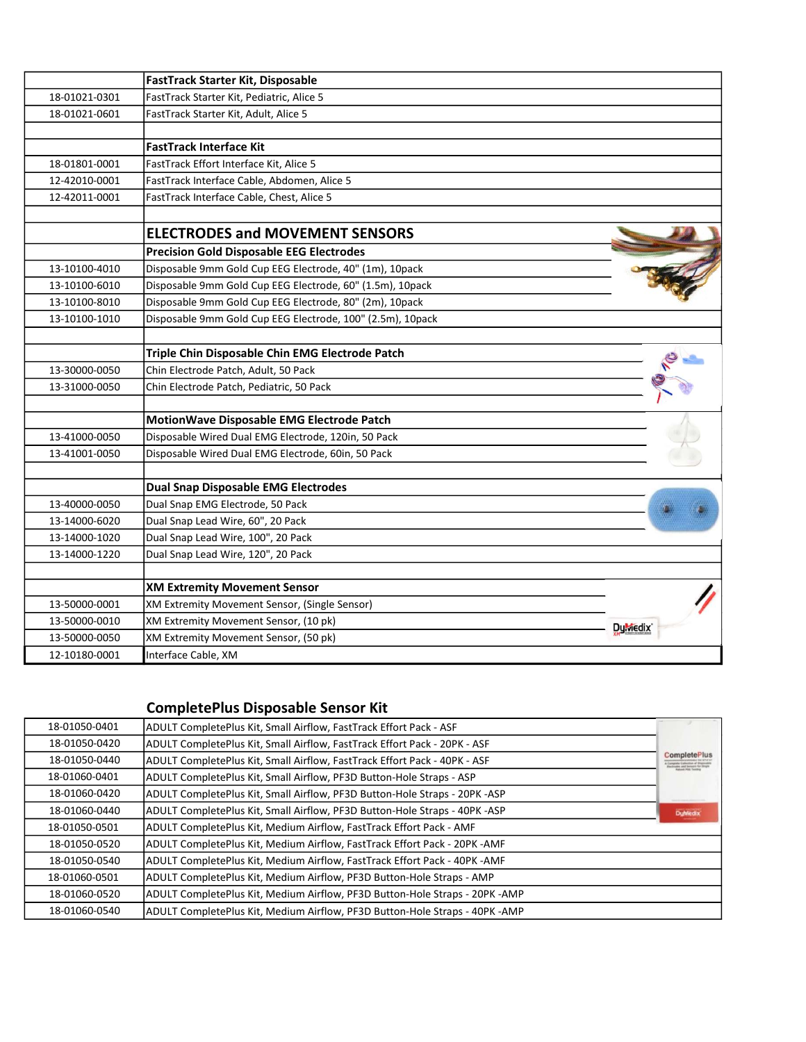| | **FastTrack Starter Kit, Disposable** |
|---|---|
| 18-01021-0301 | FastTrack Starter Kit, Pediatric, Alice 5 |
| 18-01021-0601 | FastTrack Starter Kit, Adult, Alice 5 |
| | |
| | **FastTrack Interface Kit** |
| 18-01801-0001 | FastTrack Effort Interface Kit, Alice 5 |
| 12-42010-0001 | FastTrack Interface Cable, Abdomen, Alice 5 |
| 12-42011-0001 | FastTrack Interface Cable, Chest, Alice 5 |
| | |
| | **ELECTRODES and MOVEMENT SENSORS** |
| | **Precision Gold Disposable EEG Electrodes** |
| 13-10100-4010 | Disposable 9mm Gold Cup EEG Electrode, 40" (1m), 10pack |
| 13-10100-6010 | Disposable 9mm Gold Cup EEG Electrode, 60" (1.5m), 10pack |
| 13-10100-8010 | Disposable 9mm Gold Cup EEG Electrode, 80" (2m), 10pack |
| 13-10100-1010 | Disposable 9mm Gold Cup EEG Electrode, 100" (2.5m), 10pack |
| | |
| | **Triple Chin Disposable Chin EMG Electrode Patch** |
| 13-30000-0050 | Chin Electrode Patch, Adult, 50 Pack |
| 13-31000-0050 | Chin Electrode Patch, Pediatric, 50 Pack |
| | |
| | **MotionWave Disposable EMG Electrode Patch** |
| 13-41000-0050 | Disposable Wired Dual EMG Electrode, 120in, 50 Pack |
| 13-41001-0050 | Disposable Wired Dual EMG Electrode, 60in, 50 Pack |
| | |
| | **Dual Snap Disposable EMG Electrodes** |
| 13-40000-0050 | Dual Snap EMG Electrode, 50 Pack |
| 13-14000-6020 | Dual Snap Lead Wire, 60", 20 Pack |
| 13-14000-1020 | Dual Snap Lead Wire, 100", 20 Pack |
| 13-14000-1220 | Dual Snap Lead Wire, 120", 20 Pack |
| | |
| | **XM Extremity Movement Sensor** |
| 13-50000-0001 | XM Extremity Movement Sensor, (Single Sensor) |
| 13-50000-0010 | XM Extremity Movement Sensor, (10 pk) |
| 13-50000-0050 | XM Extremity Movement Sensor, (50 pk) |
| 12-10180-0001 | Interface Cable, XM |

## CompletePlus Disposable Sensor Kit

| | |
|---|---|
| 18-01050-0401 | ADULT CompletePlus Kit, Small Airflow, FastTrack Effort Pack - ASF |
| 18-01050-0420 | ADULT CompletePlus Kit, Small Airflow, FastTrack Effort Pack - 20PK - ASF |
| 18-01050-0440 | ADULT CompletePlus Kit, Small Airflow, FastTrack Effort Pack - 40PK - ASF |
| 18-01060-0401 | ADULT CompletePlus Kit, Small Airflow, PF3D Button-Hole Straps - ASP |
| 18-01060-0420 | ADULT CompletePlus Kit, Small Airflow, PF3D Button-Hole Straps - 20PK -ASP |
| 18-01060-0440 | ADULT CompletePlus Kit, Small Airflow, PF3D Button-Hole Straps - 40PK -ASP |
| 18-01050-0501 | ADULT CompletePlus Kit, Medium Airflow, FastTrack Effort Pack - AMF |
| 18-01050-0520 | ADULT CompletePlus Kit, Medium Airflow, FastTrack Effort Pack - 20PK -AMF |
| 18-01050-0540 | ADULT CompletePlus Kit, Medium Airflow, FastTrack Effort Pack - 40PK -AMF |
| 18-01060-0501 | ADULT CompletePlus Kit, Medium Airflow, PF3D Button-Hole Straps - AMP |
| 18-01060-0520 | ADULT CompletePlus Kit, Medium Airflow, PF3D Button-Hole Straps - 20PK -AMP |
| 18-01060-0540 | ADULT CompletePlus Kit, Medium Airflow, PF3D Button-Hole Straps - 40PK -AMP |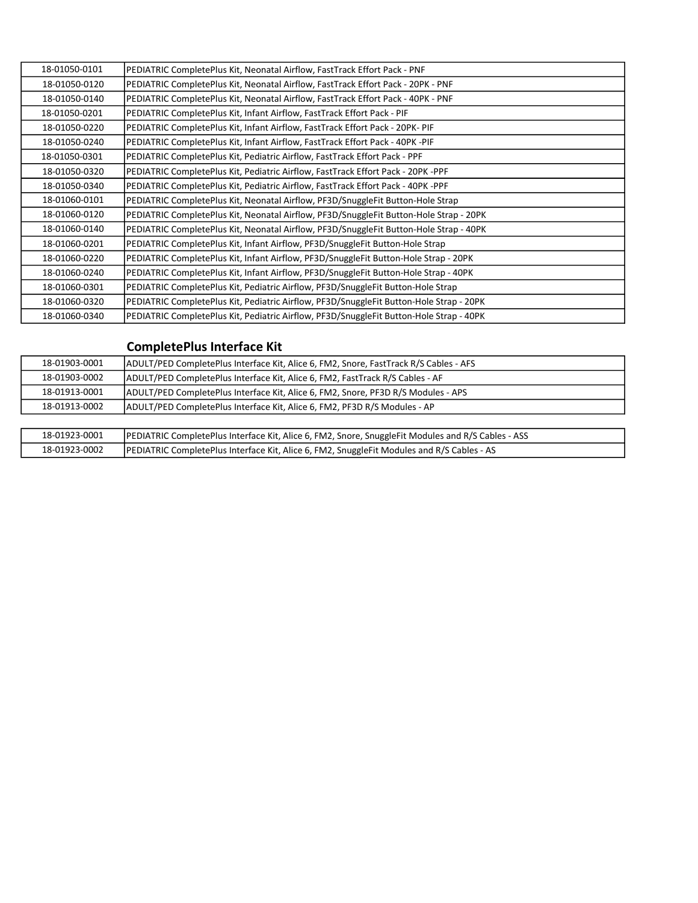| | |
|---|---|
| 18-01050-0101 | PEDIATRIC CompletePlus Kit, Neonatal Airflow, FastTrack Effort Pack - PNF |
| 18-01050-0120 | PEDIATRIC CompletePlus Kit, Neonatal Airflow, FastTrack Effort Pack - 20PK - PNF |
| 18-01050-0140 | PEDIATRIC CompletePlus Kit, Neonatal Airflow, FastTrack Effort Pack - 40PK - PNF |
| 18-01050-0201 | PEDIATRIC CompletePlus Kit, Infant Airflow, FastTrack Effort Pack - PIF |
| 18-01050-0220 | PEDIATRIC CompletePlus Kit, Infant Airflow, FastTrack Effort Pack - 20PK- PIF |
| 18-01050-0240 | PEDIATRIC CompletePlus Kit, Infant Airflow, FastTrack Effort Pack - 40PK -PIF |
| 18-01050-0301 | PEDIATRIC CompletePlus Kit, Pediatric Airflow, FastTrack Effort Pack - PPF |
| 18-01050-0320 | PEDIATRIC CompletePlus Kit, Pediatric Airflow, FastTrack Effort Pack - 20PK -PPF |
| 18-01050-0340 | PEDIATRIC CompletePlus Kit, Pediatric Airflow, FastTrack Effort Pack - 40PK -PPF |
| 18-01060-0101 | PEDIATRIC CompletePlus Kit, Neonatal Airflow, PF3D/SnuggleFit Button-Hole Strap |
| 18-01060-0120 | PEDIATRIC CompletePlus Kit, Neonatal Airflow, PF3D/SnuggleFit Button-Hole Strap - 20PK |
| 18-01060-0140 | PEDIATRIC CompletePlus Kit, Neonatal Airflow, PF3D/SnuggleFit Button-Hole Strap - 40PK |
| 18-01060-0201 | PEDIATRIC CompletePlus Kit, Infant Airflow, PF3D/SnuggleFit Button-Hole Strap |
| 18-01060-0220 | PEDIATRIC CompletePlus Kit, Infant Airflow, PF3D/SnuggleFit Button-Hole Strap - 20PK |
| 18-01060-0240 | PEDIATRIC CompletePlus Kit, Infant Airflow, PF3D/SnuggleFit Button-Hole Strap - 40PK |
| 18-01060-0301 | PEDIATRIC CompletePlus Kit, Pediatric Airflow, PF3D/SnuggleFit Button-Hole Strap |
| 18-01060-0320 | PEDIATRIC CompletePlus Kit, Pediatric Airflow, PF3D/SnuggleFit Button-Hole Strap - 20PK |
| 18-01060-0340 | PEDIATRIC CompletePlus Kit, Pediatric Airflow, PF3D/SnuggleFit Button-Hole Strap - 40PK |

## CompletePlus Interface Kit

| | |
|---|---|
| 18-01903-0001 | ADULT/PED CompletePlus Interface Kit, Alice 6, FM2, Snore, FastTrack R/S Cables - AFS |
| 18-01903-0002 | ADULT/PED CompletePlus Interface Kit, Alice 6, FM2, FastTrack R/S Cables - AF |
| 18-01913-0001 | ADULT/PED CompletePlus Interface Kit, Alice 6, FM2, Snore, PF3D R/S Modules - APS |
| 18-01913-0002 | ADULT/PED CompletePlus Interface Kit, Alice 6, FM2, PF3D R/S Modules - AP |

| | |
|---|---|
| 18-01923-0001 | PEDIATRIC CompletePlus Interface Kit, Alice 6, FM2, Snore, SnuggleFit Modules and R/S Cables - ASS |
| 18-01923-0002 | PEDIATRIC CompletePlus Interface Kit, Alice 6, FM2, SnuggleFit Modules and R/S Cables - AS |